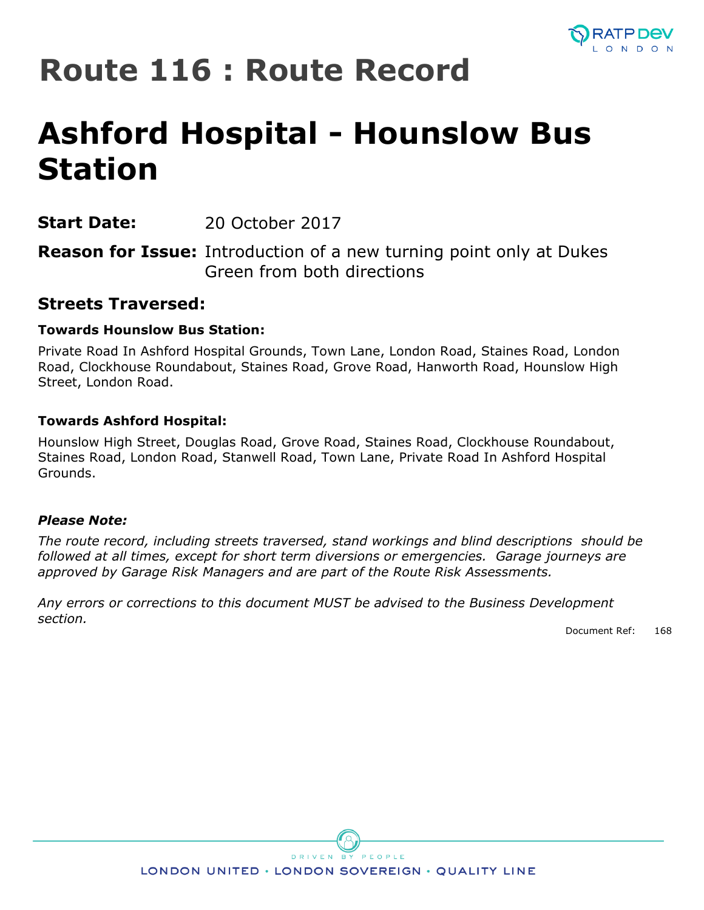# Route 116 : Route Record

# Ashford Hospital - Hounslow Bus Station

**Start Date:** 20 October 2017

**Reason for Issue:** Introduction of a new turning point only at Dukes Green from both directions

## Streets Traversed:

**Towards Hounslow Bus Station:**

Private Road In Ashford Hospital Grounds, Town Lane, London Road, Staines Road, London Road, Clockhouse Roundabout, Staines Road, Grove Road, Hanworth Road, Hounslow High Street, London Road.

**Towards Ashford Hospital:**

Hounslow High Street, Douglas Road, Grove Road, Staines Road, Clockhouse Roundabout, Staines Road, London Road, Stanwell Road, Town Lane, Private Road In Ashford Hospital Grounds.

***Please Note:***

*The route record, including streets traversed, stand workings and blind descriptions should be followed at all times, except for short term diversions or emergencies. Garage journeys are approved by Garage Risk Managers and are part of the Route Risk Assessments.*

*Any errors or corrections to this document MUST be advised to the Business Development section.*

Document Ref: 168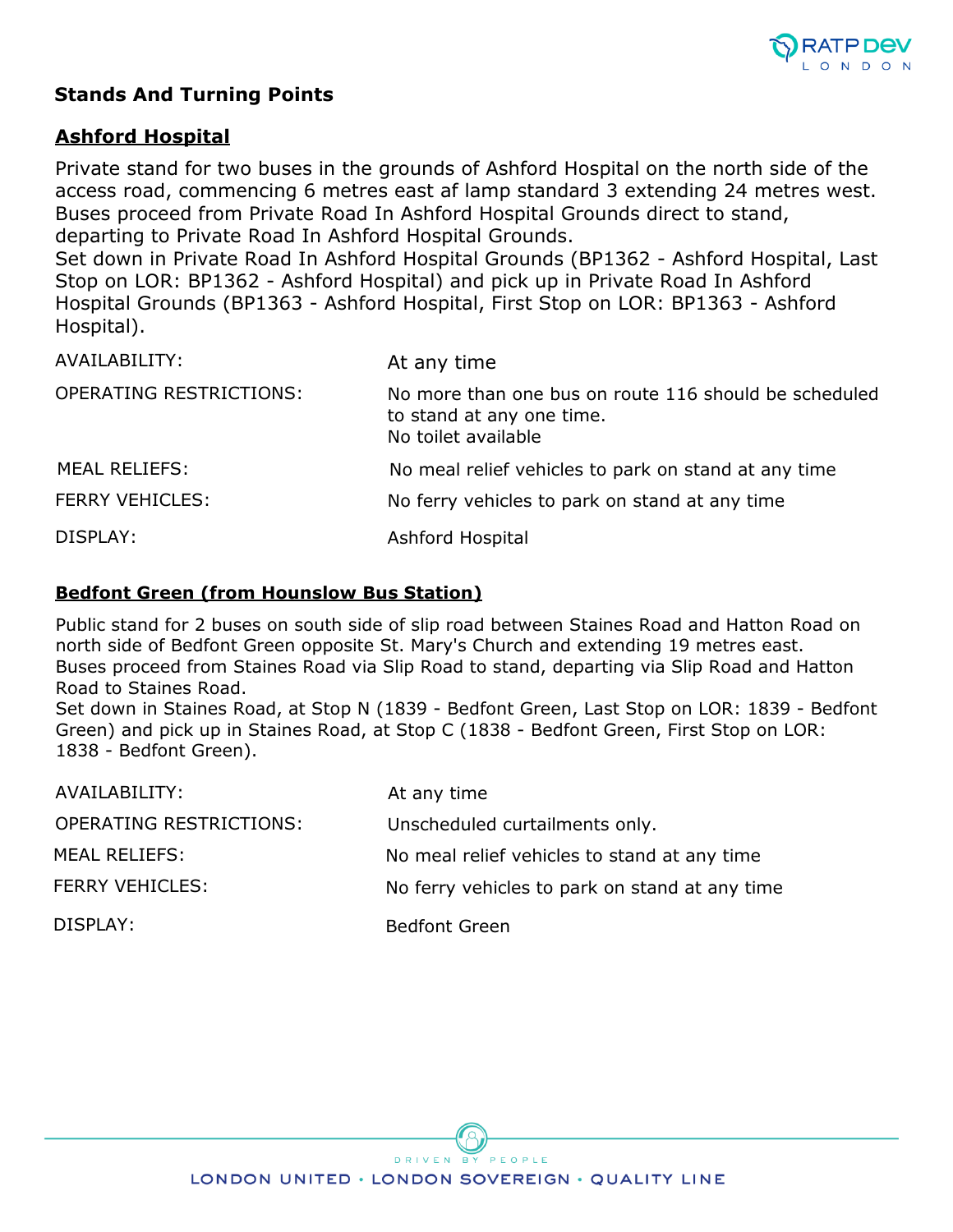## Stands And Turning Points

### Ashford Hospital

Private stand for two buses in the grounds of Ashford Hospital on the north side of the access road, commencing 6 metres east af lamp standard 3 extending 24 metres west.
Buses proceed from Private Road In Ashford Hospital Grounds direct to stand, departing to Private Road In Ashford Hospital Grounds.
Set down in Private Road In Ashford Hospital Grounds (BP1362 - Ashford Hospital, Last Stop on LOR: BP1362 - Ashford Hospital) and pick up in Private Road In Ashford Hospital Grounds (BP1363 - Ashford Hospital, First Stop on LOR: BP1363 - Ashford Hospital).

| | |
|---|---|
| AVAILABILITY: | At any time |
| OPERATING RESTRICTIONS: | No more than one bus on route 116 should be scheduled to stand at any one time.<br>No toilet available |
| MEAL RELIEFS: | No meal relief vehicles to park on stand at any time |
| FERRY VEHICLES: | No ferry vehicles to park on stand at any time |
| DISPLAY: | Ashford Hospital |

### Bedfont Green (from Hounslow Bus Station)

Public stand for 2 buses on south side of slip road between Staines Road and Hatton Road on north side of Bedfont Green opposite St. Mary's Church and extending 19 metres east.
Buses proceed from Staines Road via Slip Road to stand, departing via Slip Road and Hatton Road to Staines Road.
Set down in Staines Road, at Stop N (1839 - Bedfont Green, Last Stop on LOR: 1839 - Bedfont Green) and pick up in Staines Road, at Stop C (1838 - Bedfont Green, First Stop on LOR: 1838 - Bedfont Green).

| | |
|---|---|
| AVAILABILITY: | At any time |
| OPERATING RESTRICTIONS: | Unscheduled curtailments only. |
| MEAL RELIEFS: | No meal relief vehicles to stand at any time |
| FERRY VEHICLES: | No ferry vehicles to park on stand at any time |
| DISPLAY: | Bedfont Green |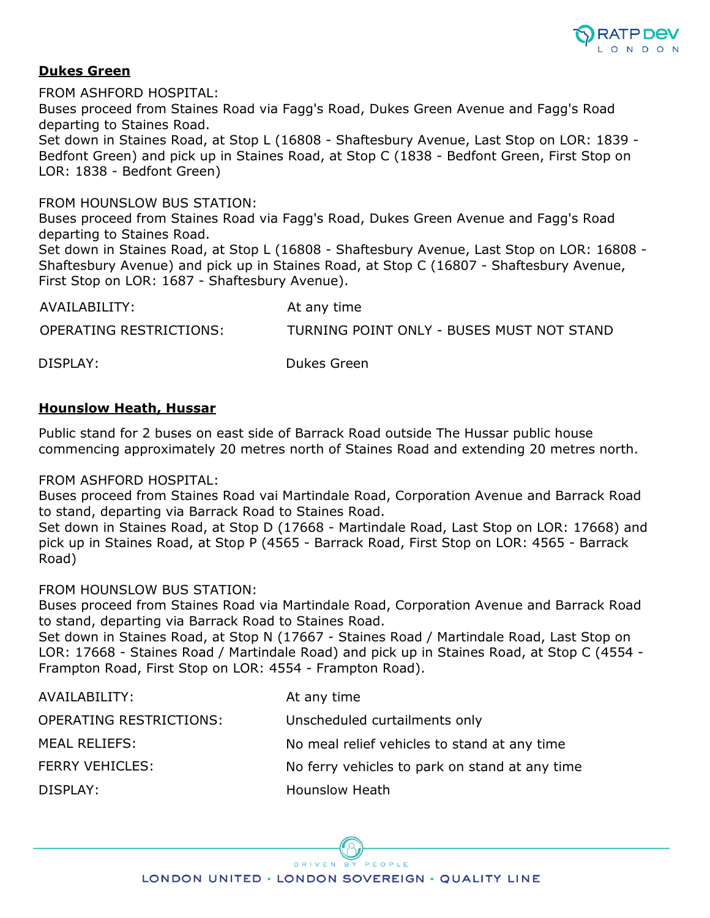## Dukes Green

FROM ASHFORD HOSPITAL:
Buses proceed from Staines Road via Fagg's Road, Dukes Green Avenue and Fagg's Road departing to Staines Road.
Set down in Staines Road, at Stop L (16808 - Shaftesbury Avenue, Last Stop on LOR: 1839 - Bedfont Green) and pick up in Staines Road, at Stop C (1838 - Bedfont Green, First Stop on LOR: 1838 - Bedfont Green)

FROM HOUNSLOW BUS STATION:
Buses proceed from Staines Road via Fagg's Road, Dukes Green Avenue and Fagg's Road departing to Staines Road.
Set down in Staines Road, at Stop L (16808 - Shaftesbury Avenue, Last Stop on LOR: 16808 - Shaftesbury Avenue) and pick up in Staines Road, at Stop C (16807 - Shaftesbury Avenue, First Stop on LOR: 1687 - Shaftesbury Avenue).

| | |
|---|---|
| AVAILABILITY: | At any time |
| OPERATING RESTRICTIONS: | TURNING POINT ONLY - BUSES MUST NOT STAND |
| DISPLAY: | Dukes Green |

## Hounslow Heath, Hussar

Public stand for 2 buses on east side of Barrack Road outside The Hussar public house commencing approximately 20 metres north of Staines Road and extending 20 metres north.

FROM ASHFORD HOSPITAL:
Buses proceed from Staines Road vai Martindale Road, Corporation Avenue and Barrack Road to stand, departing via Barrack Road to Staines Road.
Set down in Staines Road, at Stop D (17668 - Martindale Road, Last Stop on LOR: 17668) and pick up in Staines Road, at Stop P (4565 - Barrack Road, First Stop on LOR: 4565 - Barrack Road)

FROM HOUNSLOW BUS STATION:
Buses proceed from Staines Road via Martindale Road, Corporation Avenue and Barrack Road to stand, departing via Barrack Road to Staines Road.
Set down in Staines Road, at Stop N (17667 - Staines Road / Martindale Road, Last Stop on LOR: 17668 - Staines Road / Martindale Road) and pick up in Staines Road, at Stop C (4554 - Frampton Road, First Stop on LOR: 4554 - Frampton Road).

| | |
|---|---|
| AVAILABILITY: | At any time |
| OPERATING RESTRICTIONS: | Unscheduled curtailments only |
| MEAL RELIEFS: | No meal relief vehicles to stand at any time |
| FERRY VEHICLES: | No ferry vehicles to park on stand at any time |
| DISPLAY: | Hounslow Heath |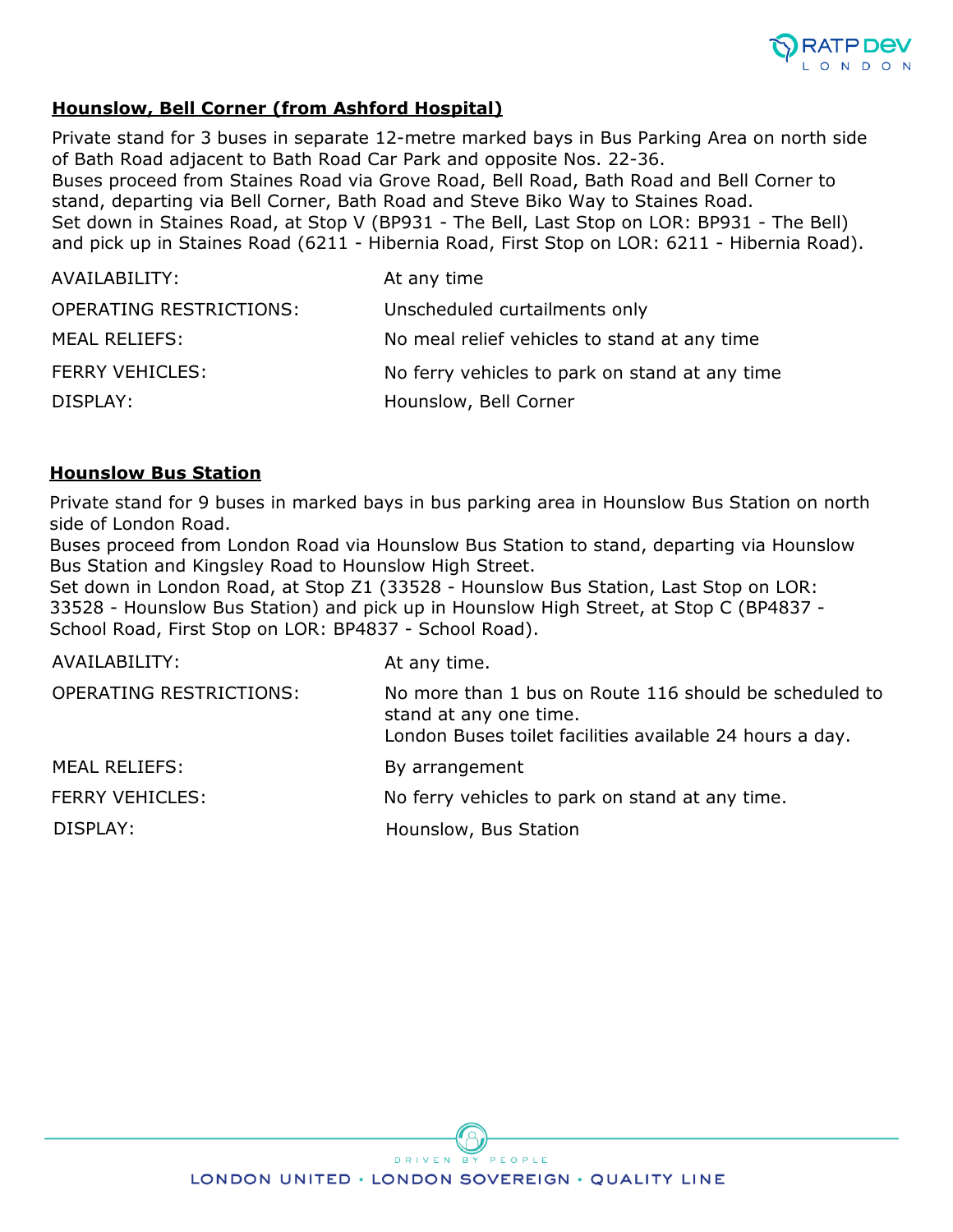## Hounslow, Bell Corner (from Ashford Hospital)

Private stand for 3 buses in separate 12-metre marked bays in Bus Parking Area on north side of Bath Road adjacent to Bath Road Car Park and opposite Nos. 22-36.
Buses proceed from Staines Road via Grove Road, Bell Road, Bath Road and Bell Corner to stand, departing via Bell Corner, Bath Road and Steve Biko Way to Staines Road.
Set down in Staines Road, at Stop V (BP931 - The Bell, Last Stop on LOR: BP931 - The Bell) and pick up in Staines Road (6211 - Hibernia Road, First Stop on LOR: 6211 - Hibernia Road).

| | |
|---|---|
| AVAILABILITY: | At any time |
| OPERATING RESTRICTIONS: | Unscheduled curtailments only |
| MEAL RELIEFS: | No meal relief vehicles to stand at any time |
| FERRY VEHICLES: | No ferry vehicles to park on stand at any time |
| DISPLAY: | Hounslow, Bell Corner |

## Hounslow Bus Station

Private stand for 9 buses in marked bays in bus parking area in Hounslow Bus Station on north side of London Road.
Buses proceed from London Road via Hounslow Bus Station to stand, departing via Hounslow Bus Station and Kingsley Road to Hounslow High Street.
Set down in London Road, at Stop Z1 (33528 - Hounslow Bus Station, Last Stop on LOR: 33528 - Hounslow Bus Station) and pick up in Hounslow High Street, at Stop C (BP4837 - School Road, First Stop on LOR: BP4837 - School Road).

| | |
|---|---|
| AVAILABILITY: | At any time. |
| OPERATING RESTRICTIONS: | No more than 1 bus on Route 116 should be scheduled to stand at any one time.<br>London Buses toilet facilities available 24 hours a day. |
| MEAL RELIEFS: | By arrangement |
| FERRY VEHICLES: | No ferry vehicles to park on stand at any time. |
| DISPLAY: | Hounslow, Bus Station |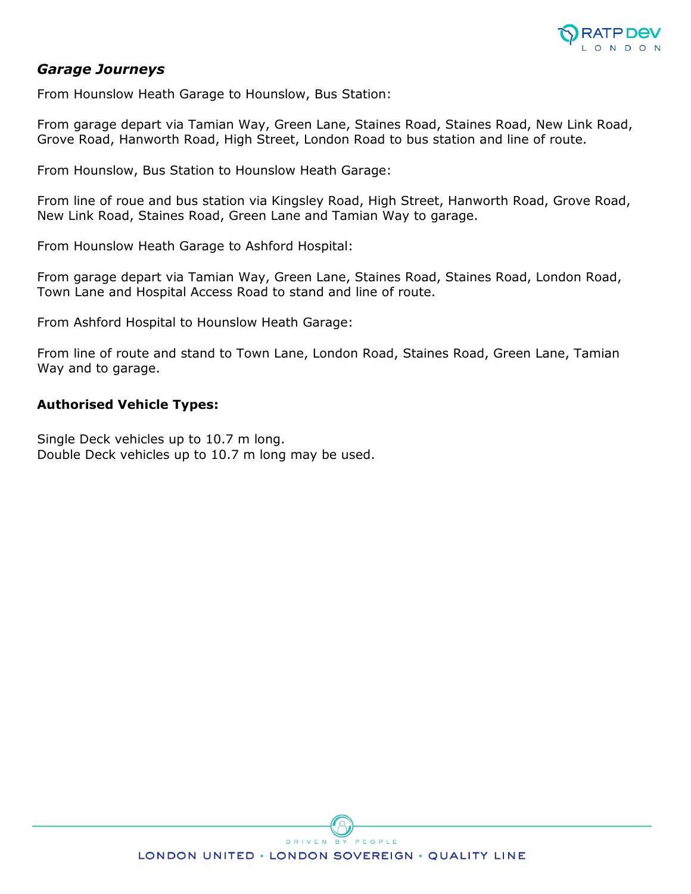## *Garage Journeys*

From Hounslow Heath Garage to Hounslow, Bus Station:

From garage depart via Tamian Way, Green Lane, Staines Road, Staines Road, New Link Road, Grove Road, Hanworth Road, High Street, London Road to bus station and line of route.

From Hounslow, Bus Station to Hounslow Heath Garage:

From line of roue and bus station via Kingsley Road, High Street, Hanworth Road, Grove Road, New Link Road, Staines Road, Green Lane and Tamian Way to garage.

From Hounslow Heath Garage to Ashford Hospital:

From garage depart via Tamian Way, Green Lane, Staines Road, Staines Road, London Road, Town Lane and Hospital Access Road to stand and line of route.

From Ashford Hospital to Hounslow Heath Garage:

From line of route and stand to Town Lane, London Road, Staines Road, Green Lane, Tamian Way and to garage.

**Authorised Vehicle Types:**

Single Deck vehicles up to 10.7 m long.
Double Deck vehicles up to 10.7 m long may be used.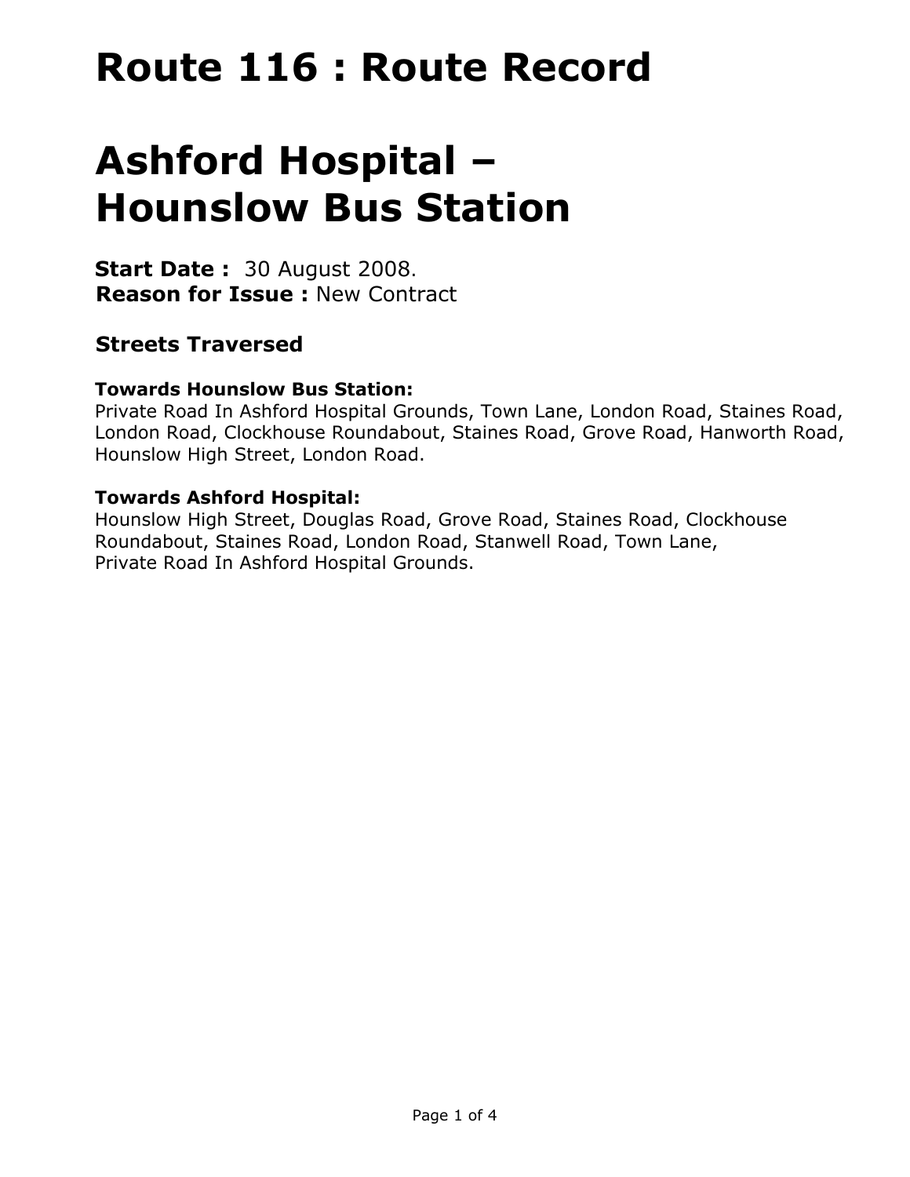# Route 116 : Route Record

# Ashford Hospital – Hounslow Bus Station

**Start Date :** 30 August 2008.
**Reason for Issue :** New Contract

### Streets Traversed

**Towards Hounslow Bus Station:**
Private Road In Ashford Hospital Grounds, Town Lane, London Road, Staines Road, London Road, Clockhouse Roundabout, Staines Road, Grove Road, Hanworth Road, Hounslow High Street, London Road.

**Towards Ashford Hospital:**
Hounslow High Street, Douglas Road, Grove Road, Staines Road, Clockhouse Roundabout, Staines Road, London Road, Stanwell Road, Town Lane, Private Road In Ashford Hospital Grounds.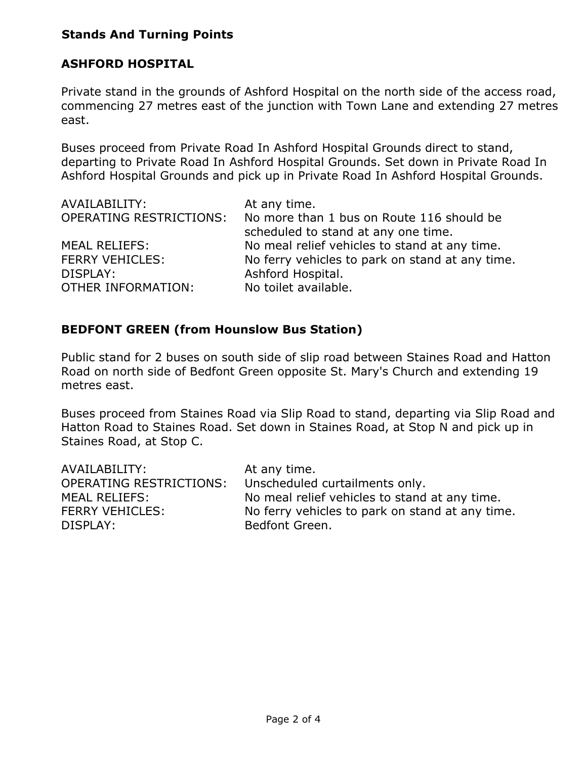## Stands And Turning Points

### ASHFORD HOSPITAL

Private stand in the grounds of Ashford Hospital on the north side of the access road, commencing 27 metres east of the junction with Town Lane and extending 27 metres east.

Buses proceed from Private Road In Ashford Hospital Grounds direct to stand, departing to Private Road In Ashford Hospital Grounds. Set down in Private Road In Ashford Hospital Grounds and pick up in Private Road In Ashford Hospital Grounds.

| | |
|---|---|
| AVAILABILITY: | At any time. |
| OPERATING RESTRICTIONS: | No more than 1 bus on Route 116 should be scheduled to stand at any one time. |
| MEAL RELIEFS: | No meal relief vehicles to stand at any time. |
| FERRY VEHICLES: | No ferry vehicles to park on stand at any time. |
| DISPLAY: | Ashford Hospital. |
| OTHER INFORMATION: | No toilet available. |

### BEDFONT GREEN (from Hounslow Bus Station)

Public stand for 2 buses on south side of slip road between Staines Road and Hatton Road on north side of Bedfont Green opposite St. Mary's Church and extending 19 metres east.

Buses proceed from Staines Road via Slip Road to stand, departing via Slip Road and Hatton Road to Staines Road. Set down in Staines Road, at Stop N and pick up in Staines Road, at Stop C.

| | |
|---|---|
| AVAILABILITY: | At any time. |
| OPERATING RESTRICTIONS: | Unscheduled curtailments only. |
| MEAL RELIEFS: | No meal relief vehicles to stand at any time. |
| FERRY VEHICLES: | No ferry vehicles to park on stand at any time. |
| DISPLAY: | Bedfont Green. |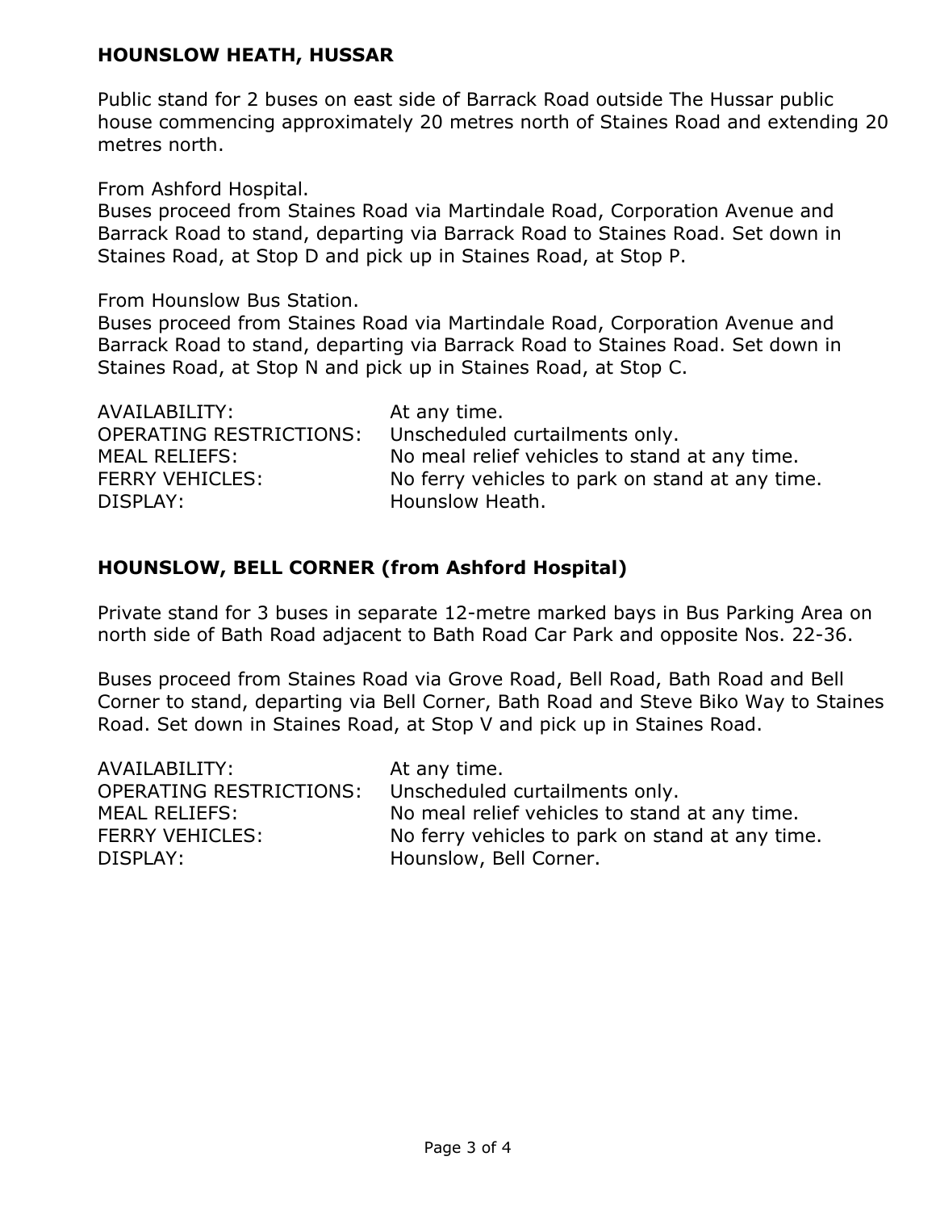## HOUNSLOW HEATH, HUSSAR

Public stand for 2 buses on east side of Barrack Road outside The Hussar public house commencing approximately 20 metres north of Staines Road and extending 20 metres north.

From Ashford Hospital.
Buses proceed from Staines Road via Martindale Road, Corporation Avenue and Barrack Road to stand, departing via Barrack Road to Staines Road. Set down in Staines Road, at Stop D and pick up in Staines Road, at Stop P.

From Hounslow Bus Station.
Buses proceed from Staines Road via Martindale Road, Corporation Avenue and Barrack Road to stand, departing via Barrack Road to Staines Road. Set down in Staines Road, at Stop N and pick up in Staines Road, at Stop C.

AVAILABILITY: At any time.
OPERATING RESTRICTIONS: Unscheduled curtailments only.
MEAL RELIEFS: No meal relief vehicles to stand at any time.
FERRY VEHICLES: No ferry vehicles to park on stand at any time.
DISPLAY: Hounslow Heath.

## HOUNSLOW, BELL CORNER (from Ashford Hospital)

Private stand for 3 buses in separate 12-metre marked bays in Bus Parking Area on north side of Bath Road adjacent to Bath Road Car Park and opposite Nos. 22-36.

Buses proceed from Staines Road via Grove Road, Bell Road, Bath Road and Bell Corner to stand, departing via Bell Corner, Bath Road and Steve Biko Way to Staines Road. Set down in Staines Road, at Stop V and pick up in Staines Road.

AVAILABILITY: At any time.
OPERATING RESTRICTIONS: Unscheduled curtailments only.
MEAL RELIEFS: No meal relief vehicles to stand at any time.
FERRY VEHICLES: No ferry vehicles to park on stand at any time.
DISPLAY: Hounslow, Bell Corner.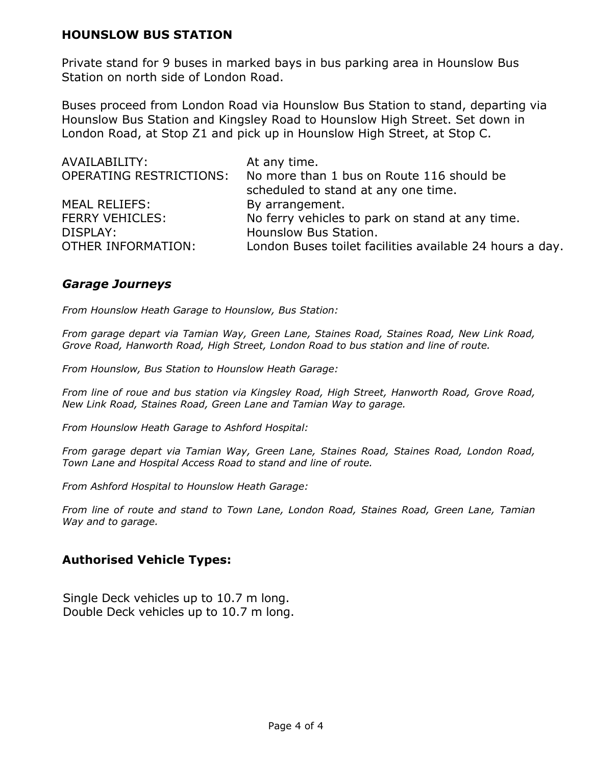## HOUNSLOW BUS STATION

Private stand for 9 buses in marked bays in bus parking area in Hounslow Bus Station on north side of London Road.

Buses proceed from London Road via Hounslow Bus Station to stand, departing via Hounslow Bus Station and Kingsley Road to Hounslow High Street. Set down in London Road, at Stop Z1 and pick up in Hounslow High Street, at Stop C.

| | |
|---|---|
| AVAILABILITY: | At any time. |
| OPERATING RESTRICTIONS: | No more than 1 bus on Route 116 should be scheduled to stand at any one time. |
| MEAL RELIEFS: | By arrangement. |
| FERRY VEHICLES: | No ferry vehicles to park on stand at any time. |
| DISPLAY: | Hounslow Bus Station. |
| OTHER INFORMATION: | London Buses toilet facilities available 24 hours a day. |

### *Garage Journeys*

*From Hounslow Heath Garage to Hounslow, Bus Station:*

*From garage depart via Tamian Way, Green Lane, Staines Road, Staines Road, New Link Road, Grove Road, Hanworth Road, High Street, London Road to bus station and line of route.*

*From Hounslow, Bus Station to Hounslow Heath Garage:*

*From line of roue and bus station via Kingsley Road, High Street, Hanworth Road, Grove Road, New Link Road, Staines Road, Green Lane and Tamian Way to garage.*

*From Hounslow Heath Garage to Ashford Hospital:*

*From garage depart via Tamian Way, Green Lane, Staines Road, Staines Road, London Road, Town Lane and Hospital Access Road to stand and line of route.*

*From Ashford Hospital to Hounslow Heath Garage:*

*From line of route and stand to Town Lane, London Road, Staines Road, Green Lane, Tamian Way and to garage.*

### Authorised Vehicle Types:

Single Deck vehicles up to 10.7 m long.
Double Deck vehicles up to 10.7 m long.